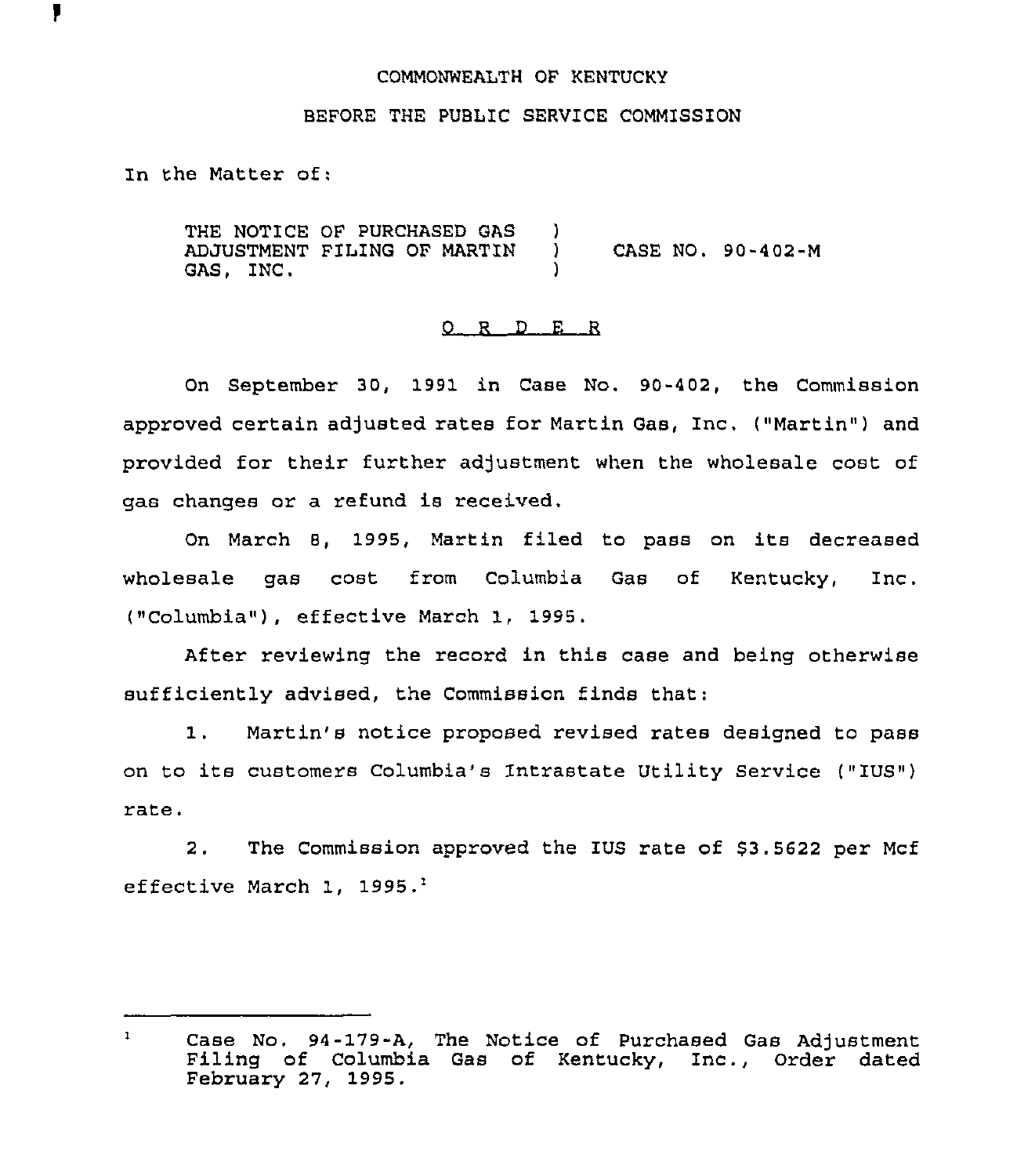COMMONWEALTH OF KENTUCKY

BEFORE THE PUBLIC SERVICE COMMISSION

In the Matter of:

THE NOTICE OF PURCHASED GAS ADJUSTMENT FILING OF MARTIN GAS, INC. ) CASE NO. 90-402-M

## O R D E R

On September 30, 1991 in Case No. 90-402, the Commission approved certain adjusted rates for Martin Gas, Inc. ("Martin") and provided for their further adjustment when the wholesale cost of gas changes or a refund is received.

On March 8, 1995, Martin filed to pass on its decreased wholesale gas cost from Columbia Gas of Kentucky, Inc. ("Columbia"), effective March 1, 1995.

After reviewing the record in this case and being otherwise sufficiently advised, the Commission finds that:

1. Martin's notice proposed revised rates designed to pass on to its customers Columbia's Intrastate Utility Service ("IUS") rate.

2. The Commission approved the IUS rate of $3.5622 per Mcf effective March 1, 1995.[1]

---

[1] Case No. 94-179-A, The Notice of Purchased Gas Adjustment Filing of Columbia Gas of Kentucky, Inc., Order dated February 27, 1995.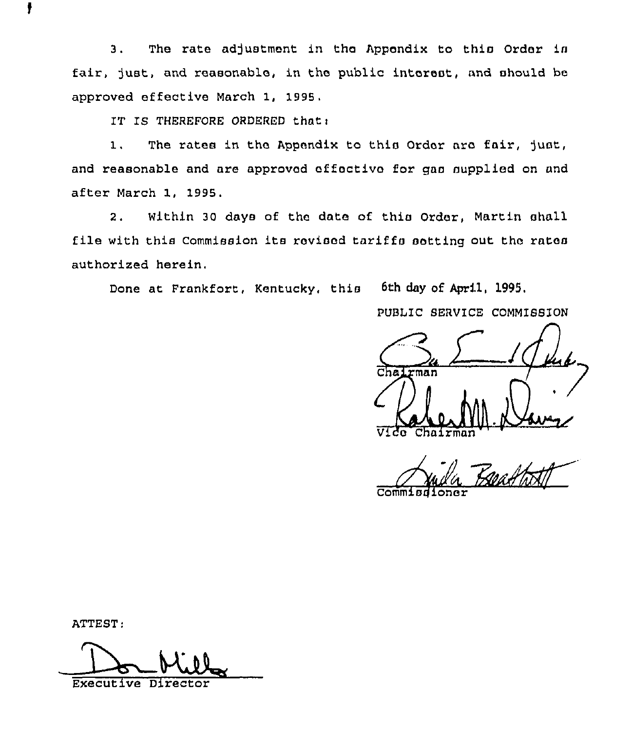3. The rate adjustment in the Appendix to this Order is fair, just, and reasonable, in the public interest, and should be approved effective March 1, 1995.

IT IS THEREFORE ORDERED that:

1. The rates in the Appendix to this Order are fair, just, and reasonable and are approved effective for gas supplied on and after March 1, 1995.

2. Within 30 days of the date of this Order, Martin shall file with this Commission its revised tariffs setting out the rates authorized herein.

Done at Frankfort, Kentucky, this 6th day of April, 1995.

PUBLIC SERVICE COMMISSION

Chairman

Vice Chairman

Commissioner

ATTEST:

Executive Director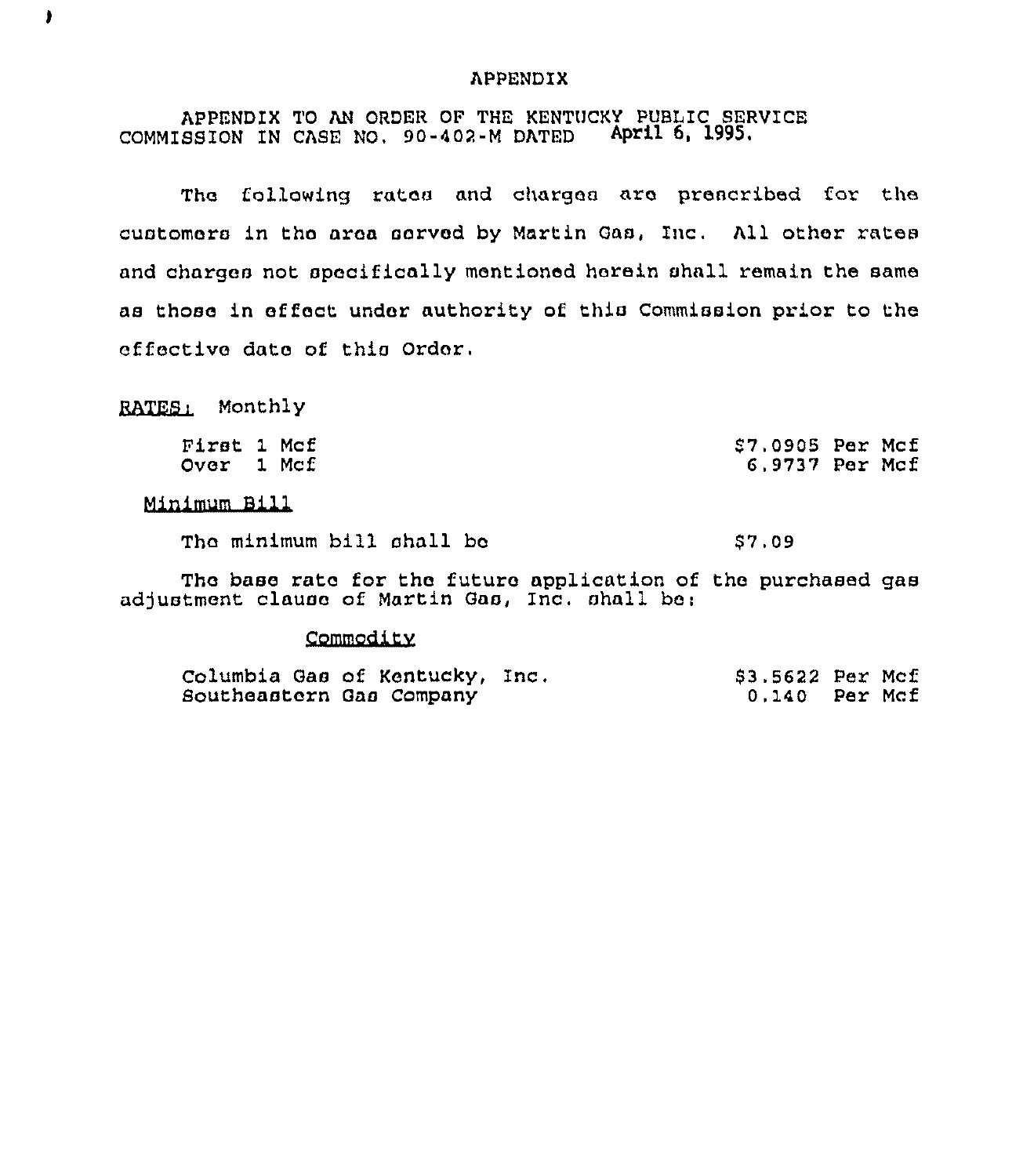# APPENDIX

APPENDIX TO AN ORDER OF THE KENTUCKY PUBLIC SERVICE COMMISSION IN CASE NO. 90-402-M DATED April 6, 1995.

The following rates and charges are prescribed for the customers in the area served by Martin Gas, Inc. All other rates and charges not specifically mentioned herein shall remain the same as those in effect under authority of this Commission prior to the effective date of this Order.

RATES: Monthly

| | |
|---|---|
| First 1 Mcf | $7.0905 Per Mcf |
| Over 1 Mcf | 6.9737 Per Mcf |

Minimum Bill

| | |
|---|---|
| The minimum bill shall be | $7.09 |

The base rate for the future application of the purchased gas adjustment clause of Martin Gas, Inc. shall be:

Commodity

| | |
|---|---|
| Columbia Gas of Kentucky, Inc. | $3.5622 Per Mcf |
| Southeastern Gas Company | 0.140 Per Mcf |